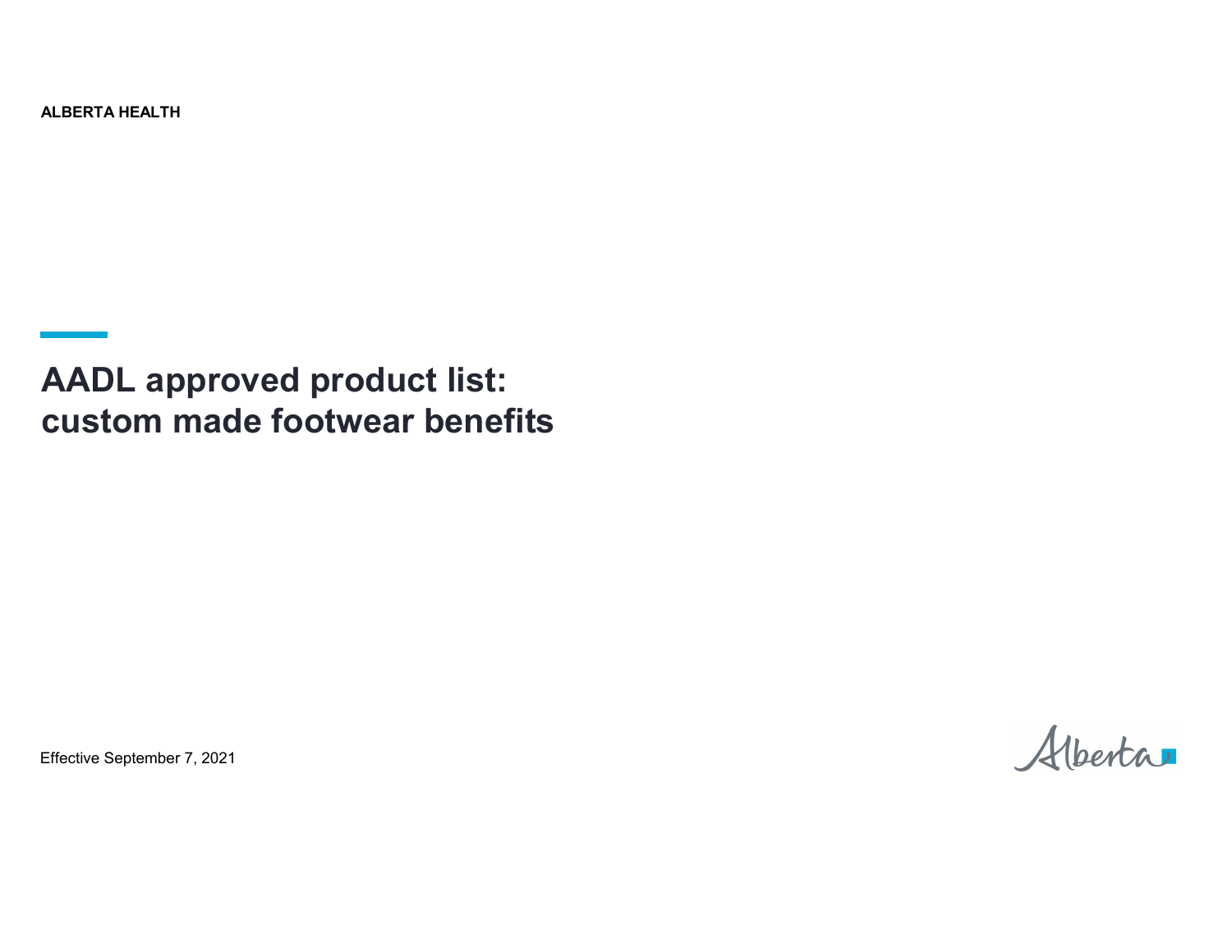ALBERTA HEALTH

# AADL approved product list: custom made footwear benefits

Effective September 7, 2021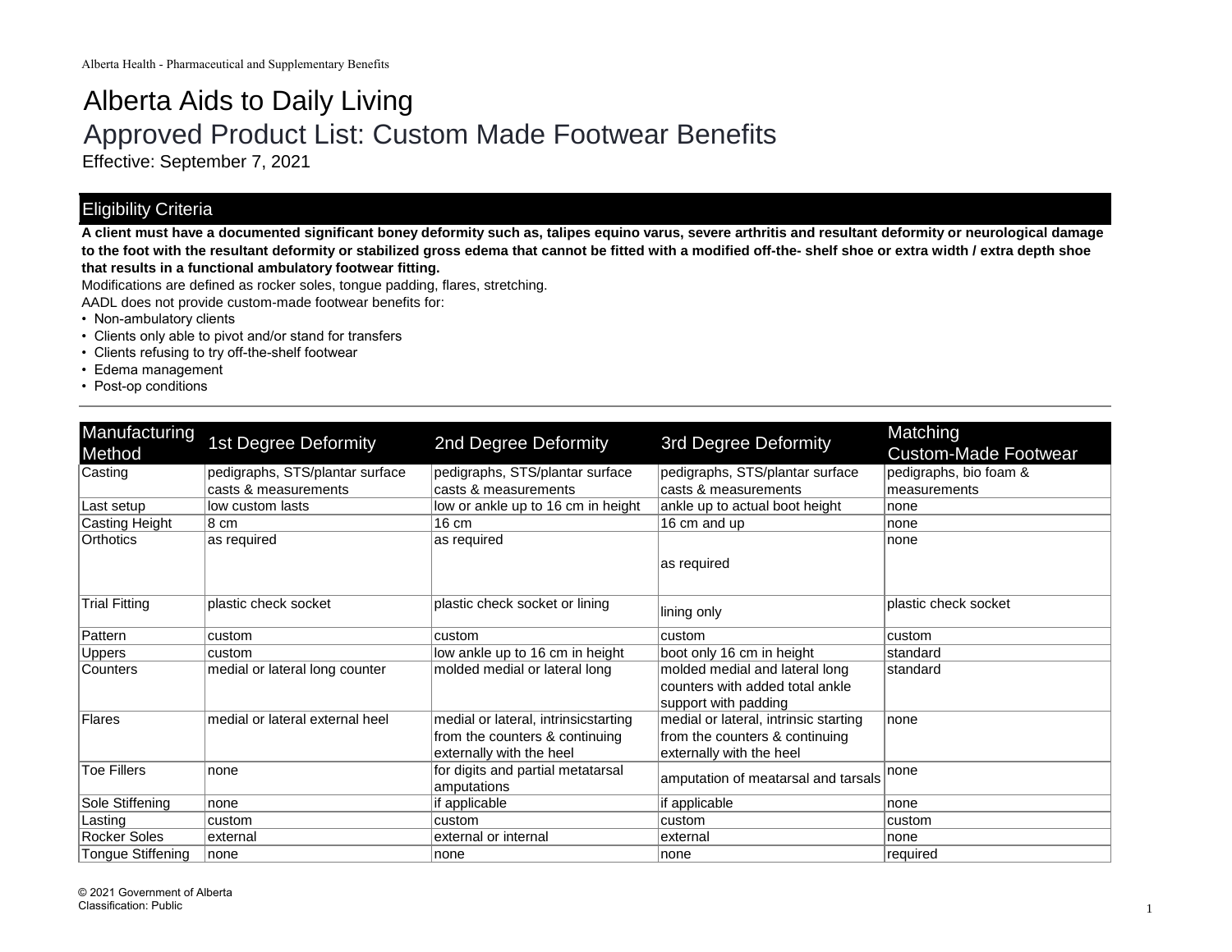# Alberta Aids to Daily Living

## Approved Product List: Custom Made Footwear Benefits

Effective: September 7, 2021

### Eligibility Criteria

**A client must have a documented significant boney deformity such as, talipes equino varus, severe arthritis and resultant deformity or neurological damage to the foot with the resultant deformity or stabilized gross edema that cannot be fitted with a modified off-the- shelf shoe or extra width / extra depth shoe that results in a functional ambulatory footwear fitting.**

Modifications are defined as rocker soles, tongue padding, flares, stretching.

AADL does not provide custom-made footwear benefits for:

- Non-ambulatory clients
- Clients only able to pivot and/or stand for transfers
- Clients refusing to try off-the-shelf footwear
- Edema management
- Post-op conditions

| Manufacturing Method | 1st Degree Deformity | 2nd Degree Deformity | 3rd Degree Deformity | Matching Custom-Made Footwear |
|---|---|---|---|---|
| Casting | pedigraphs, STS/plantar surface casts & measurements | pedigraphs, STS/plantar surface casts & measurements | pedigraphs, STS/plantar surface casts & measurements | pedigraphs, bio foam & measurements |
| Last setup | low custom lasts | low or ankle up to 16 cm in height | ankle up to actual boot height | none |
| Casting Height | 8 cm | 16 cm | 16 cm and up | none |
| Orthotics | as required | as required | as required | none |
| Trial Fitting | plastic check socket | plastic check socket or lining | lining only | plastic check socket |
| Pattern | custom | custom | custom | custom |
| Uppers | custom | low ankle up to 16 cm in height | boot only 16 cm in height | standard |
| Counters | medial or lateral long counter | molded medial or lateral long | molded medial and lateral long counters with added total ankle support with padding | standard |
| Flares | medial or lateral external heel | medial or lateral, intrinsicstarting from the counters & continuing externally with the heel | medial or lateral, intrinsic starting from the counters & continuing externally with the heel | none |
| Toe Fillers | none | for digits and partial metatarsal amputations | amputation of meatarsal and tarsals | none |
| Sole Stiffening | none | if applicable | if applicable | none |
| Lasting | custom | custom | custom | custom |
| Rocker Soles | external | external or internal | external | none |
| Tongue Stiffening | none | none | none | required |

© 2021 Government of Alberta
Classification: Public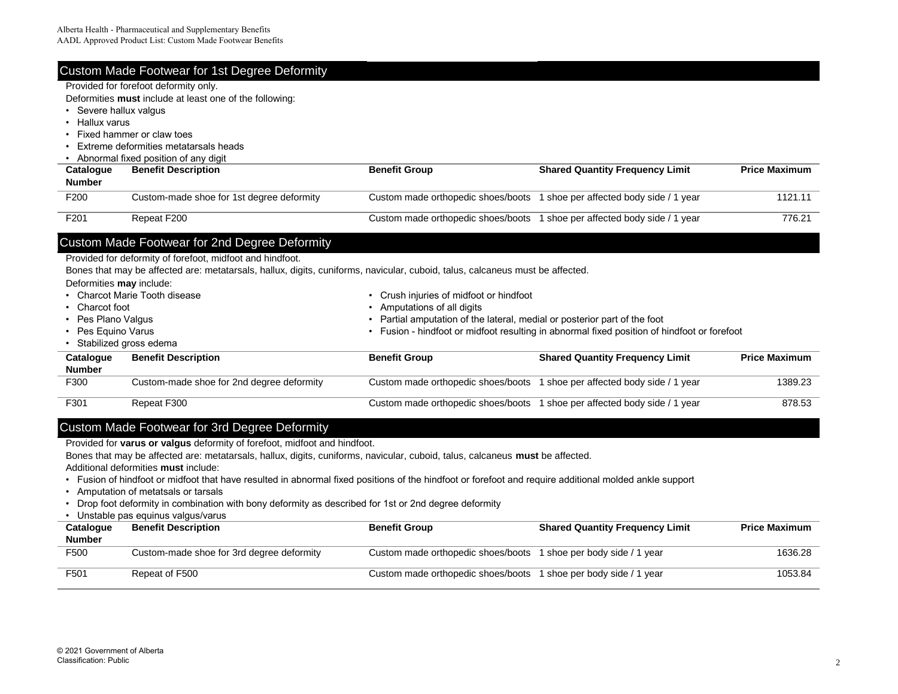## Custom Made Footwear for 1st Degree Deformity

Provided for forefoot deformity only.

Deformities **must** include at least one of the following:

- Severe hallux valgus
- Hallux varus
- Fixed hammer or claw toes
- Extreme deformities metatarsals heads
- Abnormal fixed position of any digit

| Catalogue Number | Benefit Description | Benefit Group | Shared Quantity Frequency Limit | Price Maximum |
|---|---|---|---|---|
| F200 | Custom-made shoe for 1st degree deformity | Custom made orthopedic shoes/boots | 1 shoe per affected body side / 1 year | 1121.11 |
| F201 | Repeat F200 | Custom made orthopedic shoes/boots | 1 shoe per affected body side / 1 year | 776.21 |

## Custom Made Footwear for 2nd Degree Deformity

Provided for deformity of forefoot, midfoot and hindfoot.

Bones that may be affected are: metatarsals, hallux, digits, cuniforms, navicular, cuboid, talus, calcaneus must be affected.

Deformities **may** include:

- Charcot Marie Tooth disease
- Charcot foot
- Pes Plano Valgus
- Pes Equino Varus
- Stabilized gross edema
- Crush injuries of midfoot or hindfoot
- Amputations of all digits
- Partial amputation of the lateral, medial or posterior part of the foot
- Fusion - hindfoot or midfoot resulting in abnormal fixed position of hindfoot or forefoot

| Catalogue Number | Benefit Description | Benefit Group | Shared Quantity Frequency Limit | Price Maximum |
|---|---|---|---|---|
| F300 | Custom-made shoe for 2nd degree deformity | Custom made orthopedic shoes/boots | 1 shoe per affected body side / 1 year | 1389.23 |
| F301 | Repeat F300 | Custom made orthopedic shoes/boots | 1 shoe per affected body side / 1 year | 878.53 |

## Custom Made Footwear for 3rd Degree Deformity

Provided for **varus or valgus** deformity of forefoot, midfoot and hindfoot.

Bones that may be affected are: metatarsals, hallux, digits, cuniforms, navicular, cuboid, talus, calcaneus **must** be affected.

Additional deformities **must** include:

- Fusion of hindfoot or midfoot that have resulted in abnormal fixed positions of the hindfoot or forefoot and require additional molded ankle support
- Amputation of metatsals or tarsals
- Drop foot deformity in combination with bony deformity as described for 1st or 2nd degree deformity
- Unstable pas equinus valgus/varus

| Catalogue Number | Benefit Description | Benefit Group | Shared Quantity Frequency Limit | Price Maximum |
|---|---|---|---|---|
| F500 | Custom-made shoe for 3rd degree deformity | Custom made orthopedic shoes/boots | 1 shoe per body side / 1 year | 1636.28 |
| F501 | Repeat of F500 | Custom made orthopedic shoes/boots | 1 shoe per body side / 1 year | 1053.84 |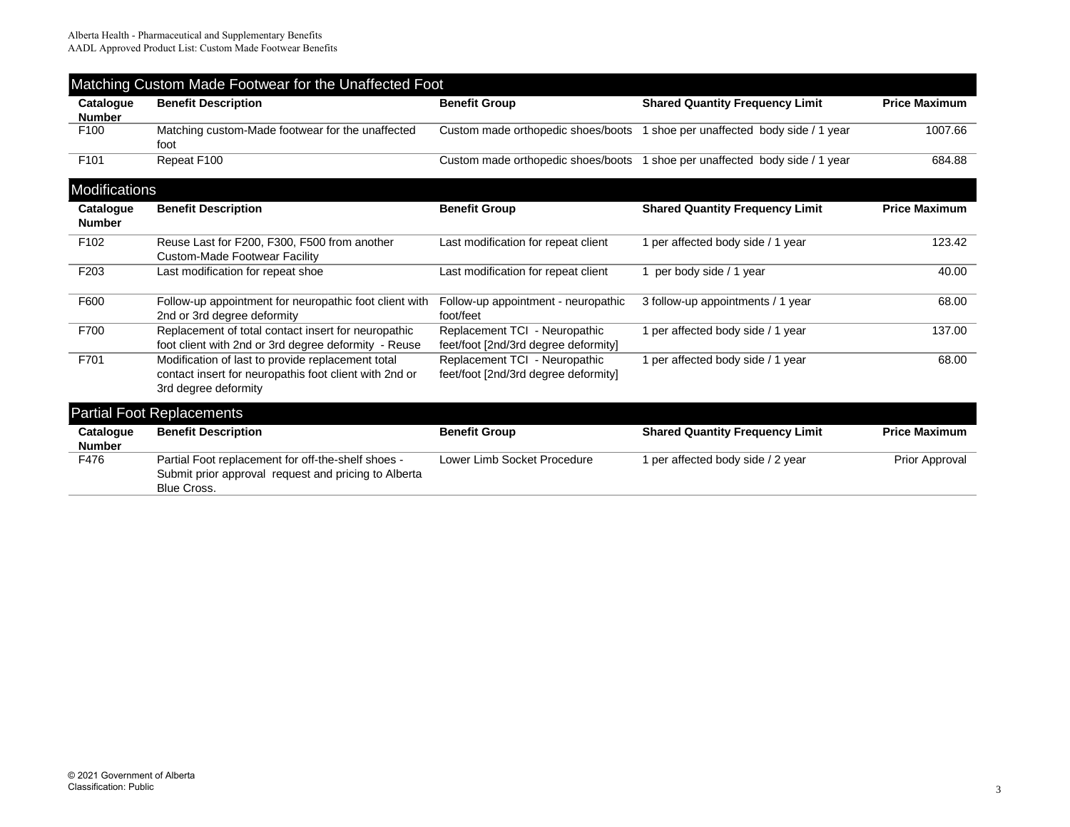## Matching Custom Made Footwear for the Unaffected Foot

| Catalogue Number | Benefit Description | Benefit Group | Shared Quantity Frequency Limit | Price Maximum |
|---|---|---|---|---|
| F100 | Matching custom-Made footwear for the unaffected foot | Custom made orthopedic shoes/boots | 1 shoe per unaffected body side / 1 year | 1007.66 |
| F101 | Repeat F100 | Custom made orthopedic shoes/boots | 1 shoe per unaffected body side / 1 year | 684.88 |

## Modifications

| Catalogue Number | Benefit Description | Benefit Group | Shared Quantity Frequency Limit | Price Maximum |
|---|---|---|---|---|
| F102 | Reuse Last for F200, F300, F500 from another Custom-Made Footwear Facility | Last modification for repeat client | 1 per affected body side / 1 year | 123.42 |
| F203 | Last modification for repeat shoe | Last modification for repeat client | 1 per body side / 1 year | 40.00 |
| F600 | Follow-up appointment for neuropathic foot client with 2nd or 3rd degree deformity | Follow-up appointment - neuropathic foot/feet | 3 follow-up appointments / 1 year | 68.00 |
| F700 | Replacement of total contact insert for neuropathic foot client with 2nd or 3rd degree deformity - Reuse | Replacement TCI - Neuropathic feet/foot [2nd/3rd degree deformity] | 1 per affected body side / 1 year | 137.00 |
| F701 | Modification of last to provide replacement total contact insert for neuropathis foot client with 2nd or 3rd degree deformity | Replacement TCI - Neuropathic feet/foot [2nd/3rd degree deformity] | 1 per affected body side / 1 year | 68.00 |

## Partial Foot Replacements

| Catalogue Number | Benefit Description | Benefit Group | Shared Quantity Frequency Limit | Price Maximum |
|---|---|---|---|---|
| F476 | Partial Foot replacement for off-the-shelf shoes - Submit prior approval request and pricing to Alberta Blue Cross. | Lower Limb Socket Procedure | 1 per affected body side / 2 year | Prior Approval |

© 2021 Government of Alberta
Classification: Public